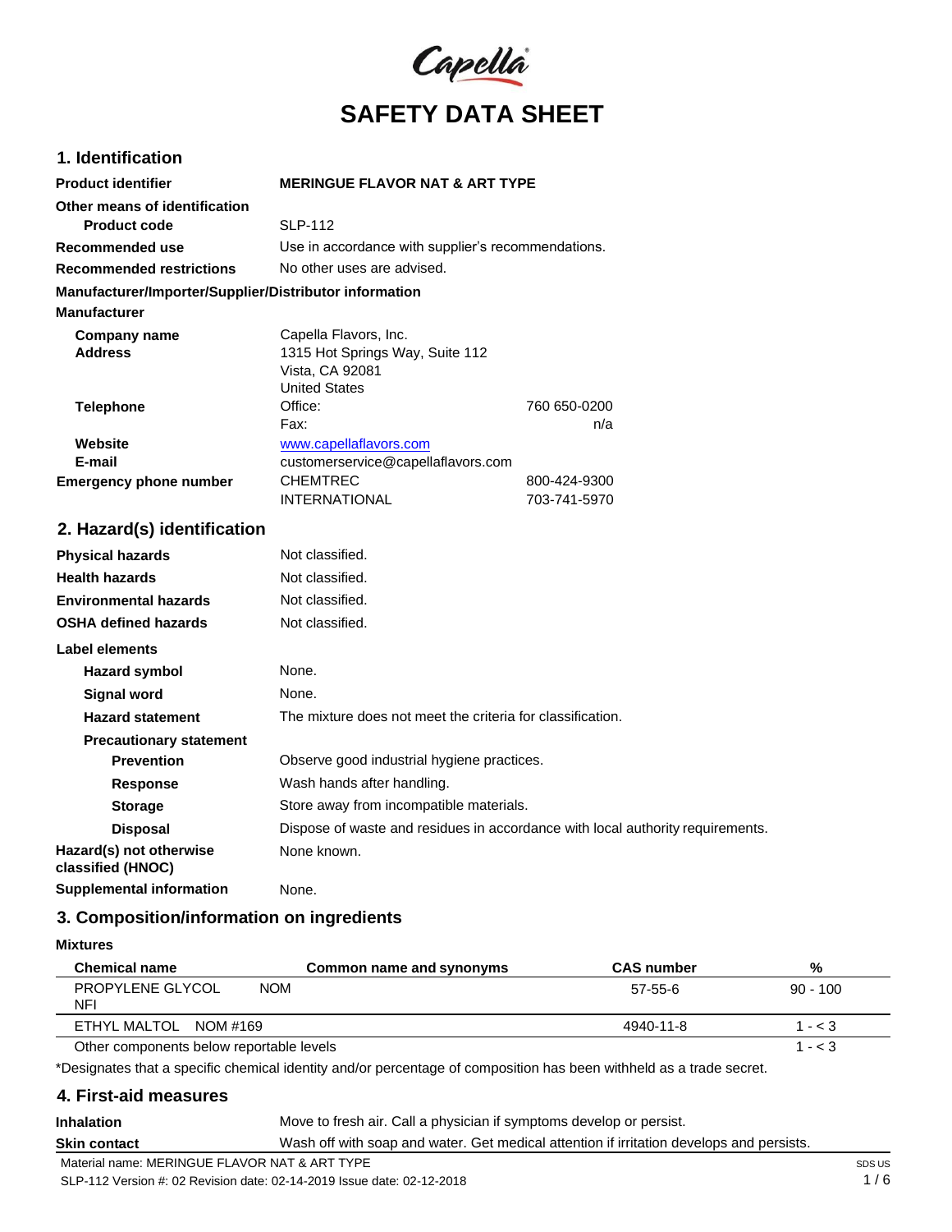Capella

# SAFETY DATA SHEET

## 1. Identification

| | | |
|---|---|---|
| **Product identifier** | **MERINGUE FLAVOR NAT & ART TYPE** | |
| **Other means of identification** | | |
| **Product code** | SLP-112 | |
| **Recommended use** | Use in accordance with supplier's recommendations. | |
| **Recommended restrictions** | No other uses are advised. | |

**Manufacturer/Importer/Supplier/Distributor information**

**Manufacturer**

| | | |
|---|---|---|
| **Company name** | Capella Flavors, Inc. | |
| **Address** | 1315 Hot Springs Way, Suite 112<br>Vista, CA 92081<br>United States | |
| **Telephone** | Office: | 760 650-0200 |
| | Fax: | n/a |
| **Website** | www.capellaflavors.com | |
| **E-mail** | customerservice@capellaflavors.com | |
| **Emergency phone number** | CHEMTREC | 800-424-9300 |
| | INTERNATIONAL | 703-741-5970 |

## 2. Hazard(s) identification

| | |
|---|---|
| **Physical hazards** | Not classified. |
| **Health hazards** | Not classified. |
| **Environmental hazards** | Not classified. |
| **OSHA defined hazards** | Not classified. |

**Label elements**

| | |
|---|---|
| **Hazard symbol** | None. |
| **Signal word** | None. |
| **Hazard statement** | The mixture does not meet the criteria for classification. |
| **Precautionary statement** | |
| **Prevention** | Observe good industrial hygiene practices. |
| **Response** | Wash hands after handling. |
| **Storage** | Store away from incompatible materials. |
| **Disposal** | Dispose of waste and residues in accordance with local authority requirements. |
| **Hazard(s) not otherwise classified (HNOC)** | None known. |
| **Supplemental information** | None. |

## 3. Composition/information on ingredients

**Mixtures**

| Chemical name | Common name and synonyms | CAS number | % |
|---|---|---|---|
| PROPYLENE GLYCOL NOM NFI | | 57-55-6 | 90 - 100 |
| ETHYL MALTOL NOM #169 | | 4940-11-8 | 1 - < 3 |
| Other components below reportable levels | | | 1 - < 3 |

*Designates that a specific chemical identity and/or percentage of composition has been withheld as a trade secret.

## 4. First-aid measures

| | |
|---|---|
| **Inhalation** | Move to fresh air. Call a physician if symptoms develop or persist. |
| **Skin contact** | Wash off with soap and water. Get medical attention if irritation develops and persists. |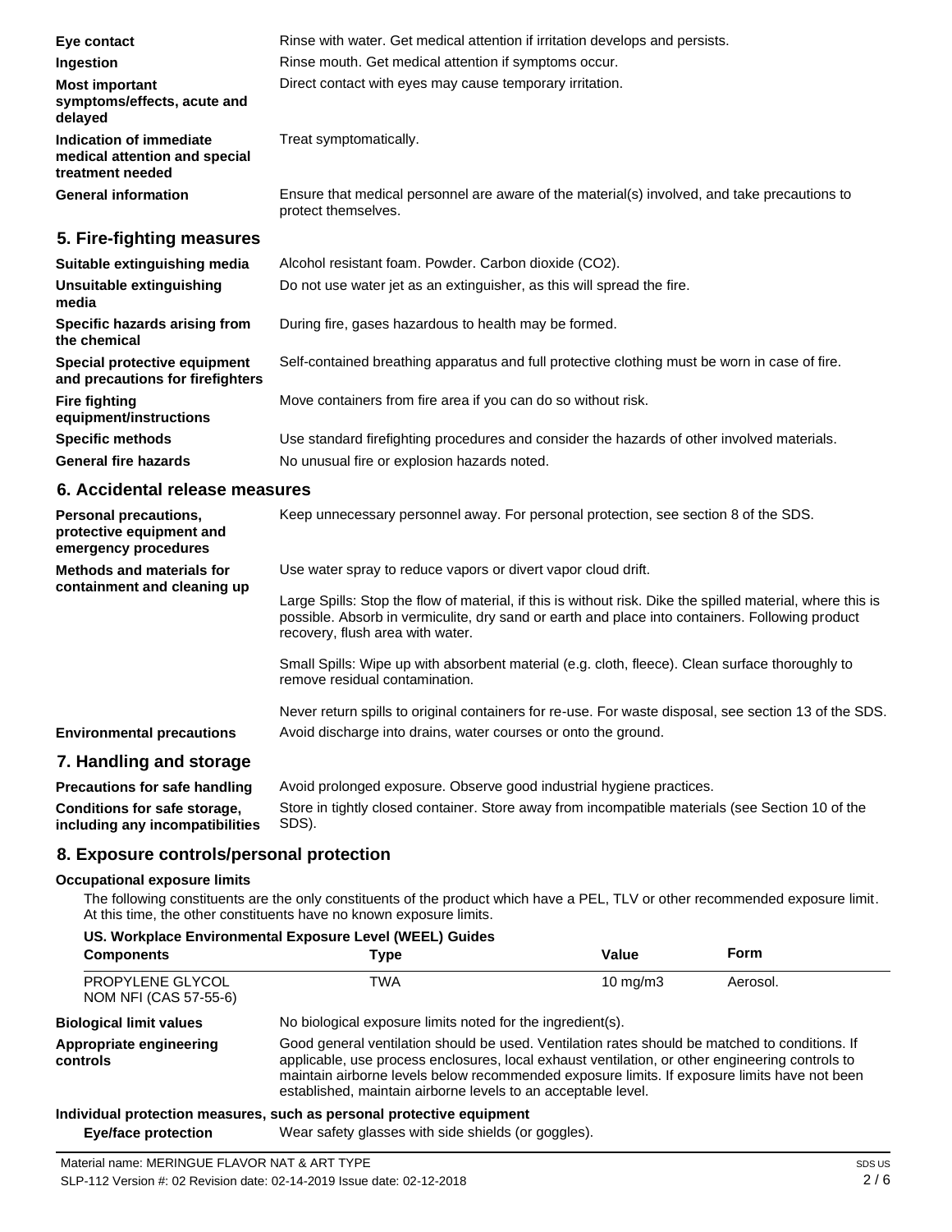| | |
|---|---|
| **Eye contact** | Rinse with water. Get medical attention if irritation develops and persists. |
| **Ingestion** | Rinse mouth. Get medical attention if symptoms occur. |
| **Most important symptoms/effects, acute and delayed** | Direct contact with eyes may cause temporary irritation. |
| **Indication of immediate medical attention and special treatment needed** | Treat symptomatically. |
| **General information** | Ensure that medical personnel are aware of the material(s) involved, and take precautions to protect themselves. |

## 5. Fire-fighting measures

| | |
|---|---|
| **Suitable extinguishing media** | Alcohol resistant foam. Powder. Carbon dioxide ($CO_2$). |
| **Unsuitable extinguishing media** | Do not use water jet as an extinguisher, as this will spread the fire. |
| **Specific hazards arising from the chemical** | During fire, gases hazardous to health may be formed. |
| **Special protective equipment and precautions for firefighters** | Self-contained breathing apparatus and full protective clothing must be worn in case of fire. |
| **Fire fighting equipment/instructions** | Move containers from fire area if you can do so without risk. |
| **Specific methods** | Use standard firefighting procedures and consider the hazards of other involved materials. |
| **General fire hazards** | No unusual fire or explosion hazards noted. |

## 6. Accidental release measures

**Personal precautions, protective equipment and emergency procedures**
Keep unnecessary personnel away. For personal protection, see section 8 of the SDS.

**Methods and materials for containment and cleaning up**
Use water spray to reduce vapors or divert vapor cloud drift.

Large Spills: Stop the flow of material, if this is without risk. Dike the spilled material, where this is possible. Absorb in vermiculite, dry sand or earth and place into containers. Following product recovery, flush area with water.

Small Spills: Wipe up with absorbent material (e.g. cloth, fleece). Clean surface thoroughly to remove residual contamination.

Never return spills to original containers for re-use. For waste disposal, see section 13 of the SDS.

**Environmental precautions**
Avoid discharge into drains, water courses or onto the ground.

## 7. Handling and storage

| | |
|---|---|
| **Precautions for safe handling** | Avoid prolonged exposure. Observe good industrial hygiene practices. |
| **Conditions for safe storage, including any incompatibilities** | Store in tightly closed container. Store away from incompatible materials (see Section 10 of the SDS). |

## 8. Exposure controls/personal protection

### Occupational exposure limits

The following constituents are the only constituents of the product which have a PEL, TLV or other recommended exposure limit. At this time, the other constituents have no known exposure limits.

**US. Workplace Environmental Exposure Level (WEEL) Guides**

| Components | Type | Value | Form |
|---|---|---|---|
| PROPYLENE GLYCOL NOM NFI (CAS 57-55-6) | TWA | 10 mg/m3 | Aerosol. |

**Biological limit values**
No biological exposure limits noted for the ingredient(s).

**Appropriate engineering controls**
Good general ventilation should be used. Ventilation rates should be matched to conditions. If applicable, use process enclosures, local exhaust ventilation, or other engineering controls to maintain airborne levels below recommended exposure limits. If exposure limits have not been established, maintain airborne levels to an acceptable level.

### Individual protection measures, such as personal protective equipment

**Eye/face protection**
Wear safety glasses with side shields (or goggles).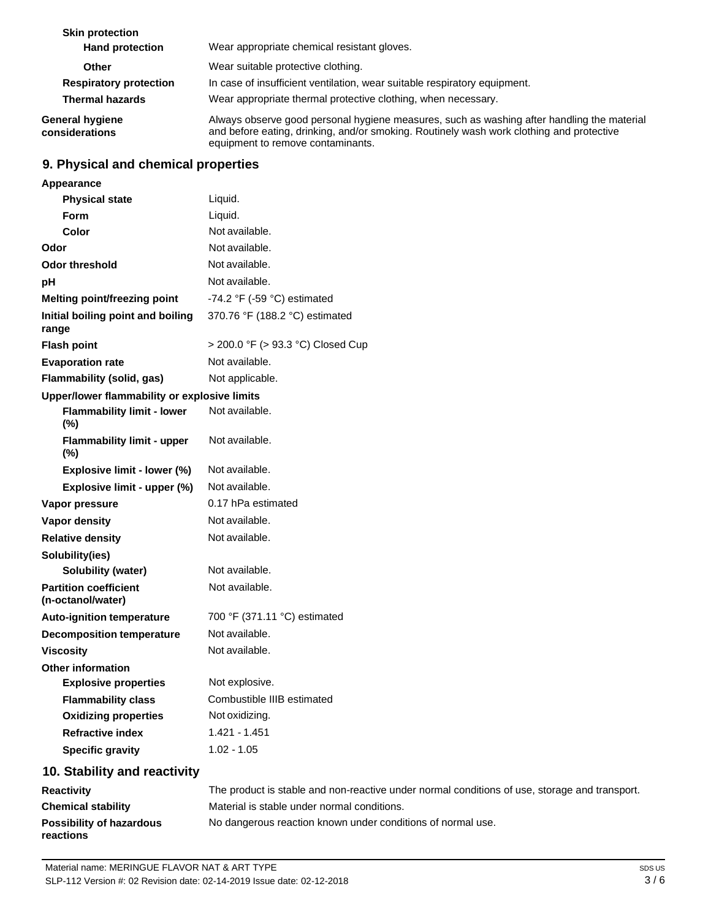**Skin protection**

| | |
|---|---|
| **Hand protection** | Wear appropriate chemical resistant gloves. |
| **Other** | Wear suitable protective clothing. |
| **Respiratory protection** | In case of insufficient ventilation, wear suitable respiratory equipment. |
| **Thermal hazards** | Wear appropriate thermal protective clothing, when necessary. |
| **General hygiene considerations** | Always observe good personal hygiene measures, such as washing after handling the material and before eating, drinking, and/or smoking. Routinely wash work clothing and protective equipment to remove contaminants. |

## 9. Physical and chemical properties

| | |
|---|---|
| **Appearance** | |
| **Physical state** | Liquid. |
| **Form** | Liquid. |
| **Color** | Not available. |
| **Odor** | Not available. |
| **Odor threshold** | Not available. |
| **pH** | Not available. |
| **Melting point/freezing point** | -74.2 °F (-59 °C) estimated |
| **Initial boiling point and boiling range** | 370.76 °F (188.2 °C) estimated |
| **Flash point** | > 200.0 °F (> 93.3 °C) Closed Cup |
| **Evaporation rate** | Not available. |
| **Flammability (solid, gas)** | Not applicable. |
| **Upper/lower flammability or explosive limits** | |
| **Flammability limit - lower (%)** | Not available. |
| **Flammability limit - upper (%)** | Not available. |
| **Explosive limit - lower (%)** | Not available. |
| **Explosive limit - upper (%)** | Not available. |
| **Vapor pressure** | 0.17 hPa estimated |
| **Vapor density** | Not available. |
| **Relative density** | Not available. |
| **Solubility(ies)** | |
| **Solubility (water)** | Not available. |
| **Partition coefficient (n-octanol/water)** | Not available. |
| **Auto-ignition temperature** | 700 °F (371.11 °C) estimated |
| **Decomposition temperature** | Not available. |
| **Viscosity** | Not available. |
| **Other information** | |
| **Explosive properties** | Not explosive. |
| **Flammability class** | Combustible IIIB estimated |
| **Oxidizing properties** | Not oxidizing. |
| **Refractive index** | 1.421 - 1.451 |
| **Specific gravity** | 1.02 - 1.05 |

## 10. Stability and reactivity

| | |
|---|---|
| **Reactivity** | The product is stable and non-reactive under normal conditions of use, storage and transport. |
| **Chemical stability** | Material is stable under normal conditions. |
| **Possibility of hazardous reactions** | No dangerous reaction known under conditions of normal use. |

Material name: MERINGUE FLAVOR NAT & ART TYPE

SLP-112 Version #: 02 Revision date: 02-14-2019 Issue date: 02-12-2018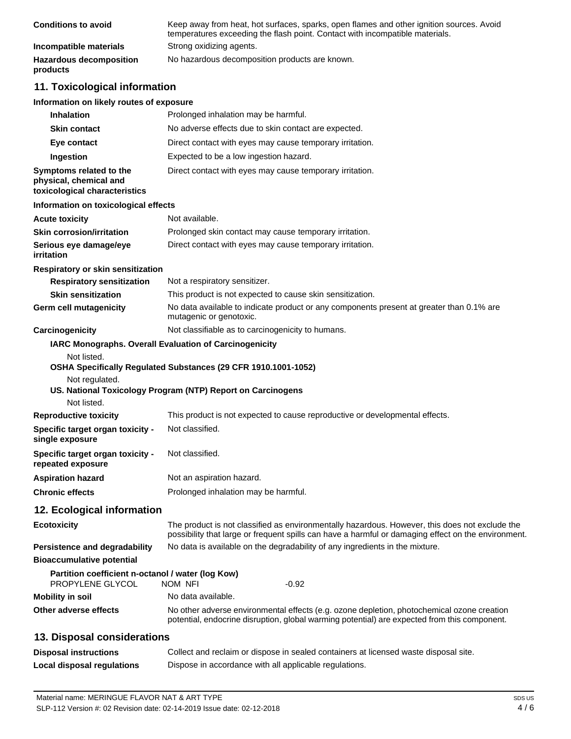**Conditions to avoid** Keep away from heat, hot surfaces, sparks, open flames and other ignition sources. Avoid temperatures exceeding the flash point. Contact with incompatible materials.

**Incompatible materials** Strong oxidizing agents.

**Hazardous decomposition products** No hazardous decomposition products are known.

## 11. Toxicological information

**Information on likely routes of exposure**

**Inhalation** Prolonged inhalation may be harmful.

**Skin contact** No adverse effects due to skin contact are expected.

**Eye contact** Direct contact with eyes may cause temporary irritation.

**Ingestion** Expected to be a low ingestion hazard.

**Symptoms related to the physical, chemical and toxicological characteristics** Direct contact with eyes may cause temporary irritation.

**Information on toxicological effects**

**Acute toxicity** Not available.

**Skin corrosion/irritation** Prolonged skin contact may cause temporary irritation.

**Serious eye damage/eye irritation** Direct contact with eyes may cause temporary irritation.

**Respiratory or skin sensitization**

**Respiratory sensitization** Not a respiratory sensitizer.

**Skin sensitization** This product is not expected to cause skin sensitization.

**Germ cell mutagenicity** No data available to indicate product or any components present at greater than 0.1% are mutagenic or genotoxic.

**Carcinogenicity** Not classifiable as to carcinogenicity to humans.

**IARC Monographs. Overall Evaluation of Carcinogenicity**

Not listed.

**OSHA Specifically Regulated Substances (29 CFR 1910.1001-1052)**

Not regulated.

**US. National Toxicology Program (NTP) Report on Carcinogens**

Not listed.

**Reproductive toxicity** This product is not expected to cause reproductive or developmental effects.

**Specific target organ toxicity - single exposure** Not classified.

**Specific target organ toxicity - repeated exposure** Not classified.

**Aspiration hazard** Not an aspiration hazard.

**Chronic effects** Prolonged inhalation may be harmful.

## 12. Ecological information

**Ecotoxicity** The product is not classified as environmentally hazardous. However, this does not exclude the possibility that large or frequent spills can have a harmful or damaging effect on the environment.

**Persistence and degradability** No data is available on the degradability of any ingredients in the mixture.

**Bioaccumulative potential**

**Partition coefficient n-octanol / water (log Kow)**

| PROPYLENE GLYCOL | NOM NFI | -0.92 |
|---|---|---|

**Mobility in soil** No data available.

**Other adverse effects** No other adverse environmental effects (e.g. ozone depletion, photochemical ozone creation potential, endocrine disruption, global warming potential) are expected from this component.

## 13. Disposal considerations

**Disposal instructions** Collect and reclaim or dispose in sealed containers at licensed waste disposal site.

**Local disposal regulations** Dispose in accordance with all applicable regulations.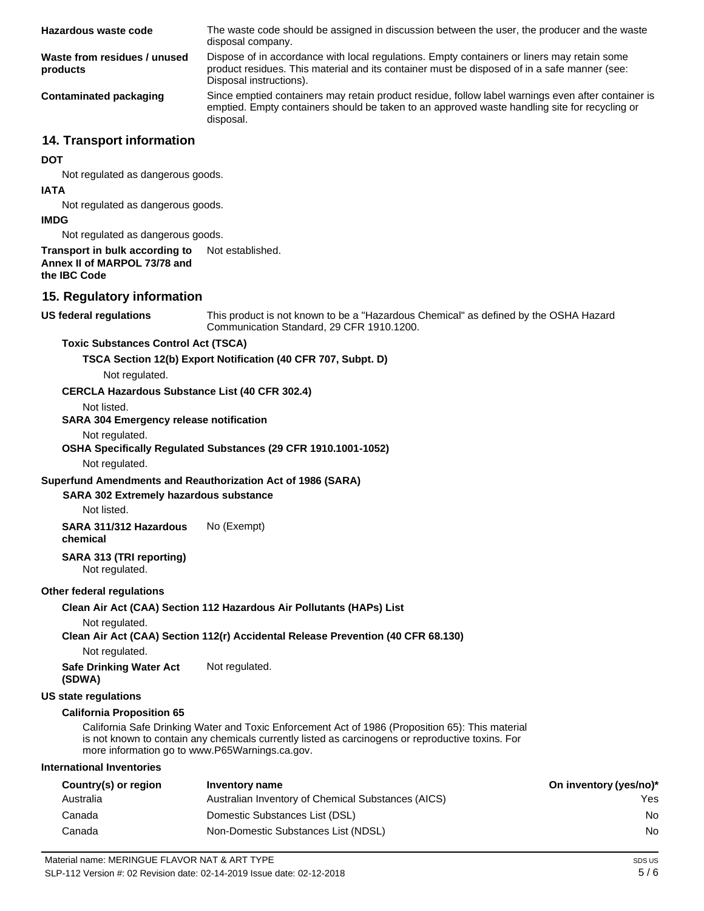**Hazardous waste code** The waste code should be assigned in discussion between the user, the producer and the waste disposal company.

**Waste from residues / unused products** Dispose of in accordance with local regulations. Empty containers or liners may retain some product residues. This material and its container must be disposed of in a safe manner (see: Disposal instructions).

**Contaminated packaging** Since emptied containers may retain product residue, follow label warnings even after container is emptied. Empty containers should be taken to an approved waste handling site for recycling or disposal.

## 14. Transport information

**DOT**

Not regulated as dangerous goods.

**IATA**

Not regulated as dangerous goods.

**IMDG**

Not regulated as dangerous goods.

**Transport in bulk according to Annex II of MARPOL 73/78 and the IBC Code** Not established.

## 15. Regulatory information

**US federal regulations** This product is not known to be a "Hazardous Chemical" as defined by the OSHA Hazard Communication Standard, 29 CFR 1910.1200.

**Toxic Substances Control Act (TSCA)**

**TSCA Section 12(b) Export Notification (40 CFR 707, Subpt. D)**

Not regulated.

**CERCLA Hazardous Substance List (40 CFR 302.4)**

Not listed.

**SARA 304 Emergency release notification**

Not regulated.

**OSHA Specifically Regulated Substances (29 CFR 1910.1001-1052)**

Not regulated.

**Superfund Amendments and Reauthorization Act of 1986 (SARA)**

**SARA 302 Extremely hazardous substance**

Not listed.

**SARA 311/312 Hazardous chemical** No (Exempt)

**SARA 313 (TRI reporting)**

Not regulated.

**Other federal regulations**

**Clean Air Act (CAA) Section 112 Hazardous Air Pollutants (HAPs) List**

Not regulated.

**Clean Air Act (CAA) Section 112(r) Accidental Release Prevention (40 CFR 68.130)**

Not regulated.

**Safe Drinking Water Act (SDWA)** Not regulated.

**US state regulations**

**California Proposition 65**

California Safe Drinking Water and Toxic Enforcement Act of 1986 (Proposition 65): This material is not known to contain any chemicals currently listed as carcinogens or reproductive toxins. For more information go to www.P65Warnings.ca.gov.

**International Inventories**

| Country(s) or region | Inventory name | On inventory (yes/no)* |
|---|---|---|
| Australia | Australian Inventory of Chemical Substances (AICS) | Yes |
| Canada | Domestic Substances List (DSL) | No |
| Canada | Non-Domestic Substances List (NDSL) | No |

Material name: MERINGUE FLAVOR NAT & ART TYPE

SLP-112 Version #: 02 Revision date: 02-14-2019 Issue date: 02-12-2018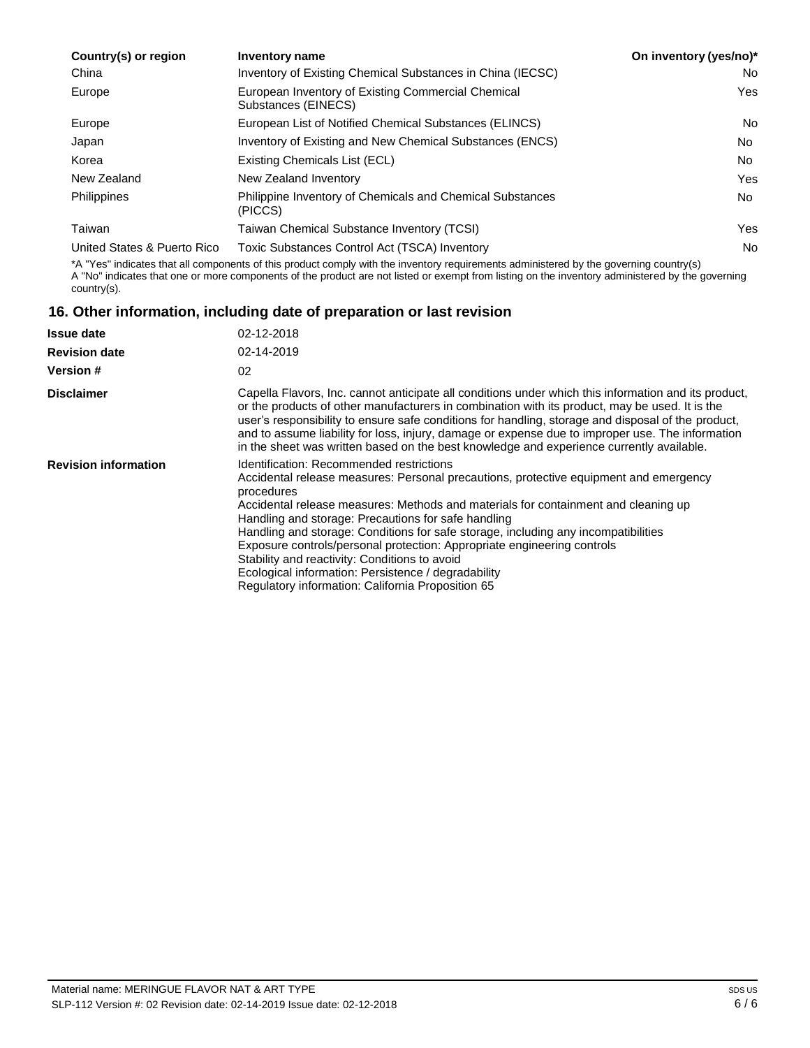| Country(s) or region | Inventory name | On inventory (yes/no)* |
|---|---|---|
| China | Inventory of Existing Chemical Substances in China (IECSC) | No |
| Europe | European Inventory of Existing Commercial Chemical Substances (EINECS) | Yes |
| Europe | European List of Notified Chemical Substances (ELINCS) | No |
| Japan | Inventory of Existing and New Chemical Substances (ENCS) | No |
| Korea | Existing Chemicals List (ECL) | No |
| New Zealand | New Zealand Inventory | Yes |
| Philippines | Philippine Inventory of Chemicals and Chemical Substances (PICCS) | No |
| Taiwan | Taiwan Chemical Substance Inventory (TCSI) | Yes |
| United States & Puerto Rico | Toxic Substances Control Act (TSCA) Inventory | No |

*A "Yes" indicates that all components of this product comply with the inventory requirements administered by the governing country(s)
A "No" indicates that one or more components of the product are not listed or exempt from listing on the inventory administered by the governing country(s).

## 16. Other information, including date of preparation or last revision

**Issue date** 02-12-2018

**Revision date** 02-14-2019

**Version #** 02

**Disclaimer** Capella Flavors, Inc. cannot anticipate all conditions under which this information and its product, or the products of other manufacturers in combination with its product, may be used. It is the user's responsibility to ensure safe conditions for handling, storage and disposal of the product, and to assume liability for loss, injury, damage or expense due to improper use. The information in the sheet was written based on the best knowledge and experience currently available.

**Revision information**
Identification: Recommended restrictions
Accidental release measures: Personal precautions, protective equipment and emergency procedures
Accidental release measures: Methods and materials for containment and cleaning up
Handling and storage: Precautions for safe handling
Handling and storage: Conditions for safe storage, including any incompatibilities
Exposure controls/personal protection: Appropriate engineering controls
Stability and reactivity: Conditions to avoid
Ecological information: Persistence / degradability
Regulatory information: California Proposition 65